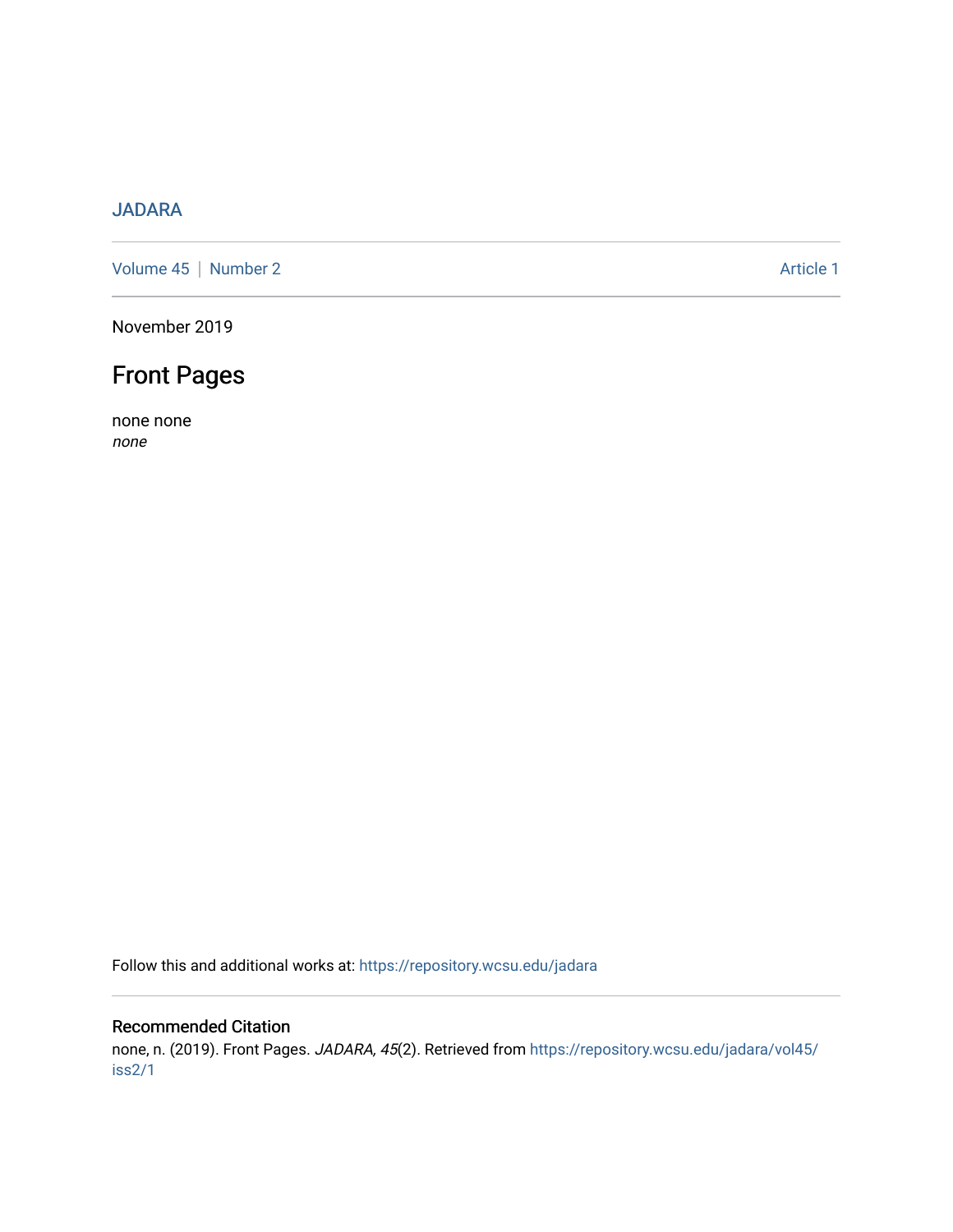JADARA

Volume 45 | Number 2 Article 1

November 2019

# Front Pages

none none
*none*

Follow this and additional works at: https://repository.wcsu.edu/jadara

## Recommended Citation

none, n. (2019). Front Pages. *JADARA, 45*(2). Retrieved from https://repository.wcsu.edu/jadara/vol45/iss2/1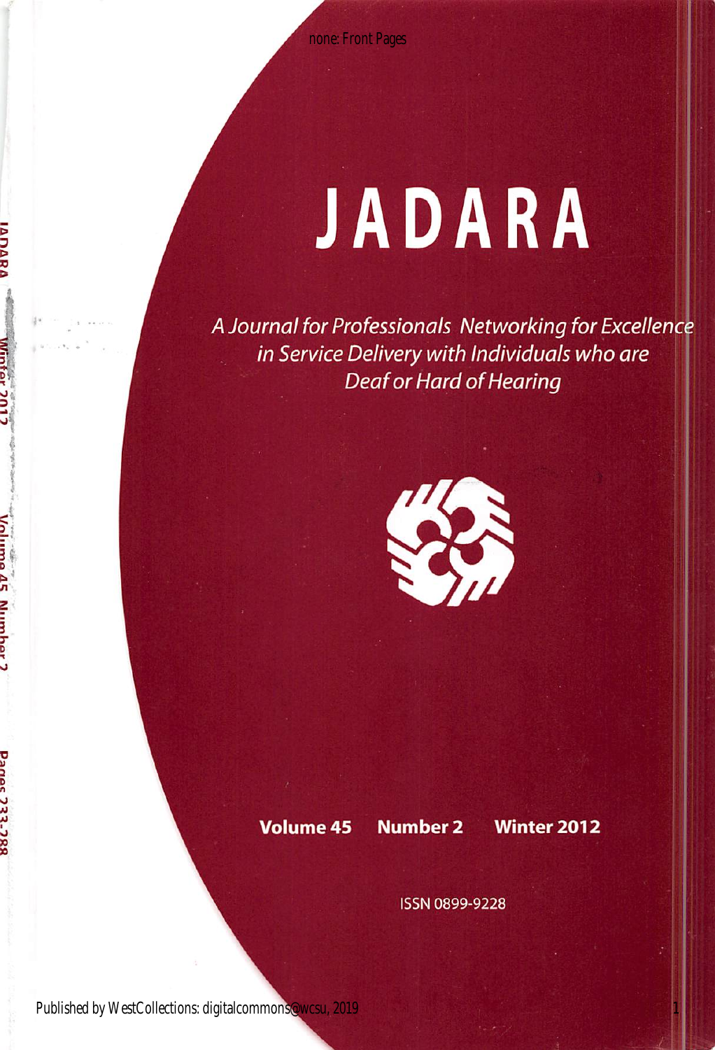# JADARA

*A Journal for Professionals Networking for Excellence in Service Delivery with Individuals who are Deaf or Hard of Hearing*

**Volume 45 Number 2 Winter 2012**

ISSN 0899-9228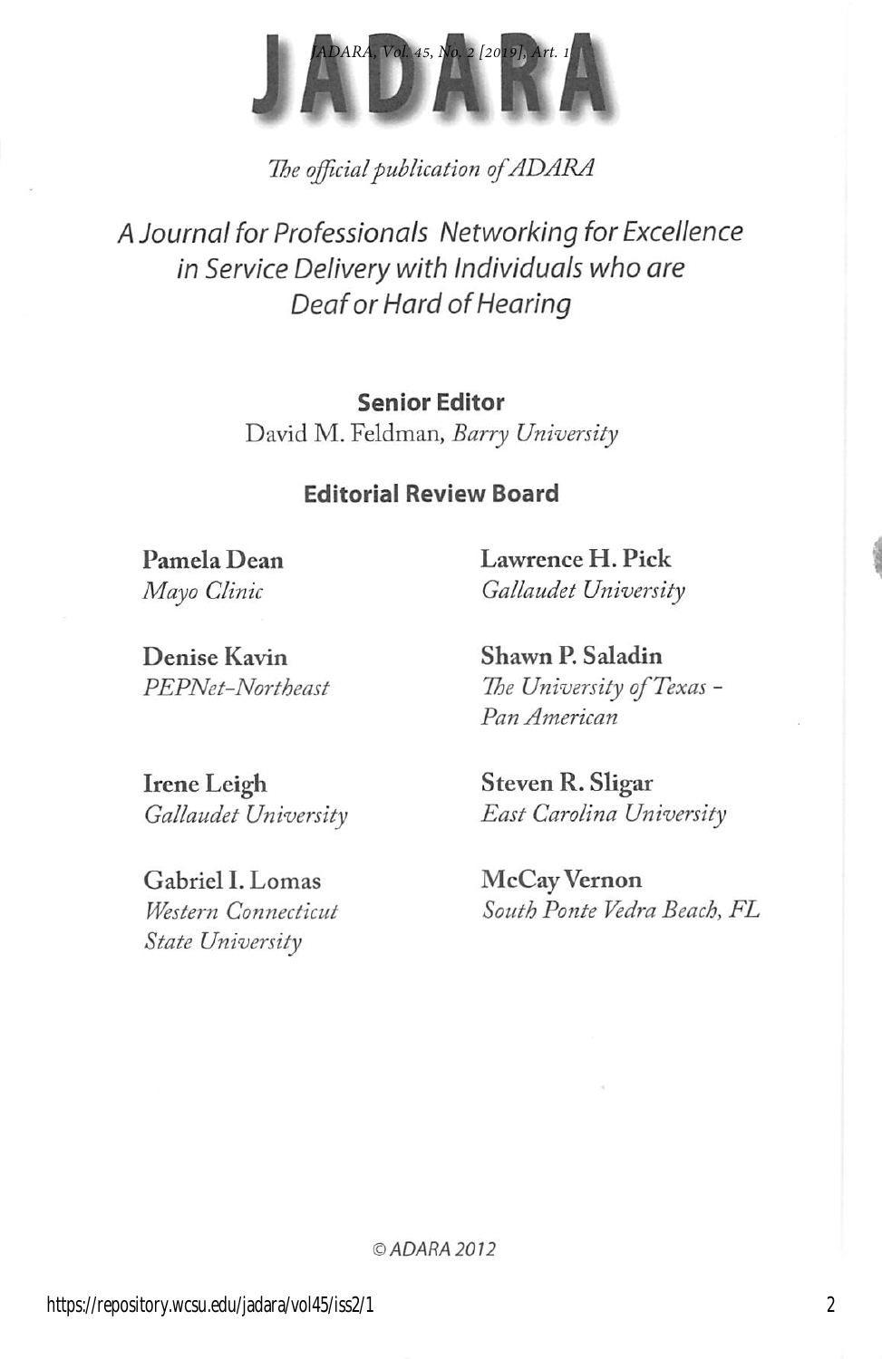# JADARA

*The official publication of ADARA*

*A Journal for Professionals Networking for Excellence in Service Delivery with Individuals who are Deaf or Hard of Hearing*

**Senior Editor**

David M. Feldman, *Barry University*

**Editorial Review Board**

**Pamela Dean**
*Mayo Clinic*

**Denise Kavin**
*PEPNet–Northeast*

**Irene Leigh**
*Gallaudet University*

**Gabriel I. Lomas**
*Western Connecticut State University*

**Lawrence H. Pick**
*Gallaudet University*

**Shawn P. Saladin**
*The University of Texas – Pan American*

**Steven R. Sligar**
*East Carolina University*

**McCay Vernon**
*South Ponte Vedra Beach, FL*

© ADARA 2012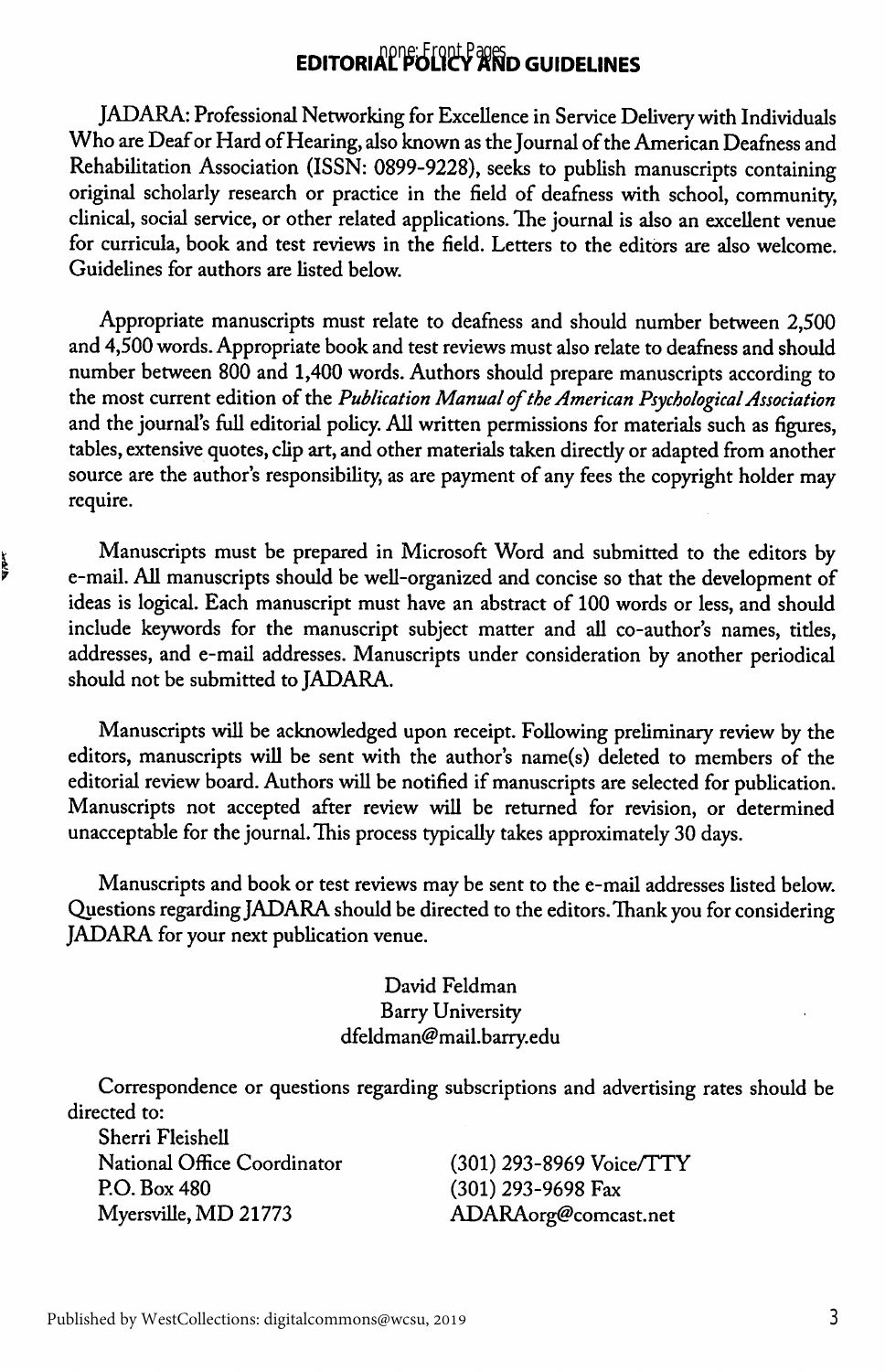# EDITORIAL POLICY AND GUIDELINES

JADARA: Professional Networking for Excellence in Service Delivery with Individuals Who are Deaf or Hard of Hearing, also known as the Journal of the American Deafness and Rehabilitation Association (ISSN: 0899-9228), seeks to publish manuscripts containing original scholarly research or practice in the field of deafness with school, community, clinical, social service, or other related applications. The journal is also an excellent venue for curricula, book and test reviews in the field. Letters to the editors are also welcome. Guidelines for authors are listed below.

Appropriate manuscripts must relate to deafness and should number between 2,500 and 4,500 words. Appropriate book and test reviews must also relate to deafness and should number between 800 and 1,400 words. Authors should prepare manuscripts according to the most current edition of the *Publication Manual of the American Psychological Association* and the journal's full editorial policy. All written permissions for materials such as figures, tables, extensive quotes, clip art, and other materials taken directly or adapted from another source are the author's responsibility, as are payment of any fees the copyright holder may require.

Manuscripts must be prepared in Microsoft Word and submitted to the editors by e-mail. All manuscripts should be well-organized and concise so that the development of ideas is logical. Each manuscript must have an abstract of 100 words or less, and should include keywords for the manuscript subject matter and all co-author's names, titles, addresses, and e-mail addresses. Manuscripts under consideration by another periodical should not be submitted to JADARA.

Manuscripts will be acknowledged upon receipt. Following preliminary review by the editors, manuscripts will be sent with the author's name(s) deleted to members of the editorial review board. Authors will be notified if manuscripts are selected for publication. Manuscripts not accepted after review will be returned for revision, or determined unacceptable for the journal. This process typically takes approximately 30 days.

Manuscripts and book or test reviews may be sent to the e-mail addresses listed below. Questions regarding JADARA should be directed to the editors. Thank you for considering JADARA for your next publication venue.

David Feldman
Barry University
dfeldman@mail.barry.edu

Correspondence or questions regarding subscriptions and advertising rates should be directed to:

Sherri Fleishell
National Office Coordinator
P.O. Box 480
Myersville, MD 21773

(301) 293-8969 Voice/TTY
(301) 293-9698 Fax
ADARAorg@comcast.net